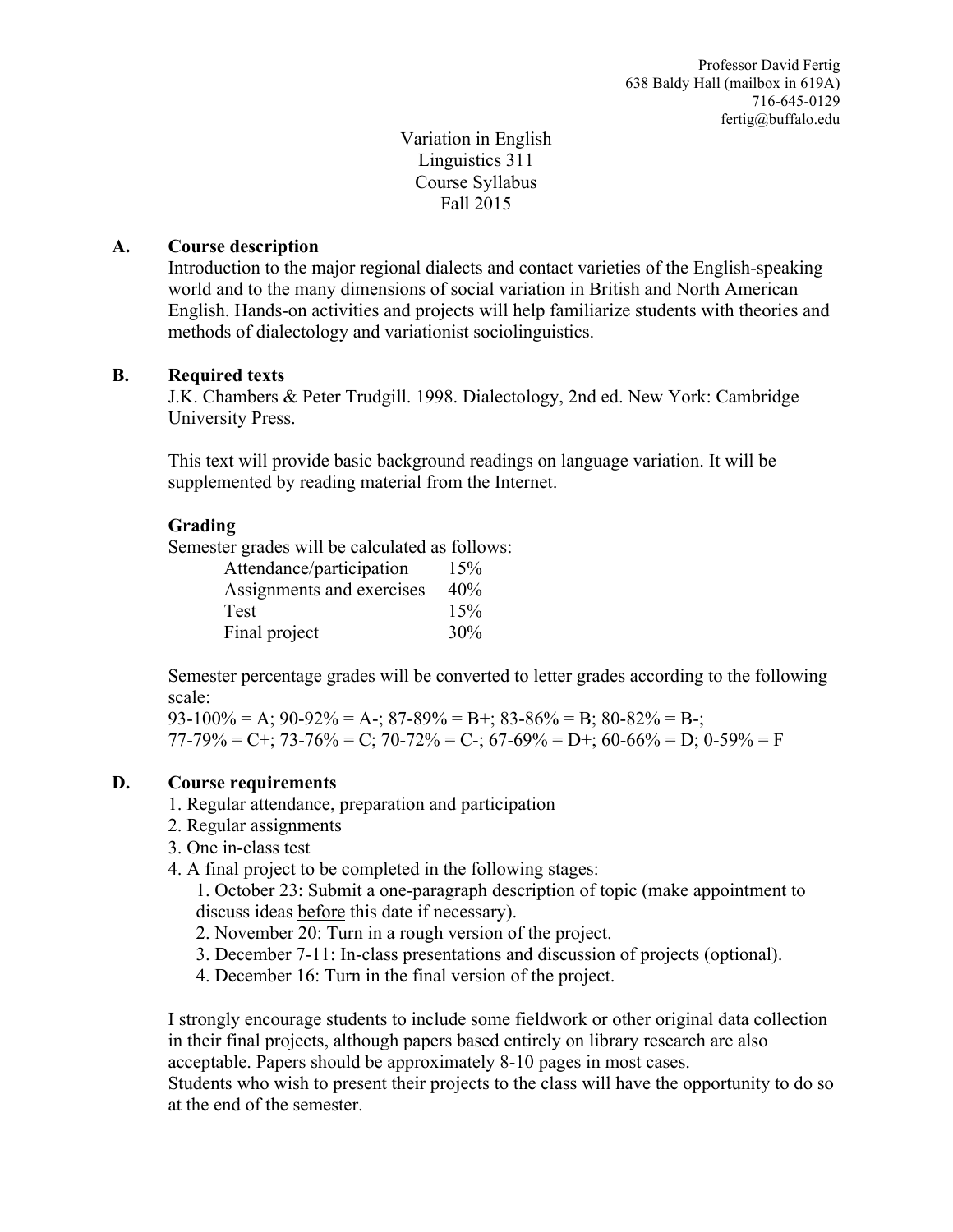Professor David Fertig
638 Baldy Hall (mailbox in 619A)
716-645-0129
fertig@buffalo.edu

# Variation in English
# Linguistics 311
# Course Syllabus
# Fall 2015

## A. Course description

Introduction to the major regional dialects and contact varieties of the English-speaking world and to the many dimensions of social variation in British and North American English. Hands-on activities and projects will help familiarize students with theories and methods of dialectology and variationist sociolinguistics.

## B. Required texts

J.K. Chambers & Peter Trudgill. 1998. Dialectology, 2nd ed. New York: Cambridge University Press.

This text will provide basic background readings on language variation. It will be supplemented by reading material from the Internet.

## Grading

Semester grades will be calculated as follows:

| | |
|---|---|
| Attendance/participation | 15% |
| Assignments and exercises | 40% |
| Test | 15% |
| Final project | 30% |

Semester percentage grades will be converted to letter grades according to the following scale:
93-100% = A; 90-92% = A-; 87-89% = B+; 83-86% = B; 80-82% = B-;
77-79% = C+; 73-76% = C; 70-72% = C-; 67-69% = D+; 60-66% = D; 0-59% = F

## D. Course requirements

1. Regular attendance, preparation and participation
2. Regular assignments
3. One in-class test
4. A final project to be completed in the following stages:
   1. October 23: Submit a one-paragraph description of topic (make appointment to discuss ideas <u>before</u> this date if necessary).
   2. November 20: Turn in a rough version of the project.
   3. December 7-11: In-class presentations and discussion of projects (optional).
   4. December 16: Turn in the final version of the project.

I strongly encourage students to include some fieldwork or other original data collection in their final projects, although papers based entirely on library research are also acceptable. Papers should be approximately 8-10 pages in most cases.
Students who wish to present their projects to the class will have the opportunity to do so at the end of the semester.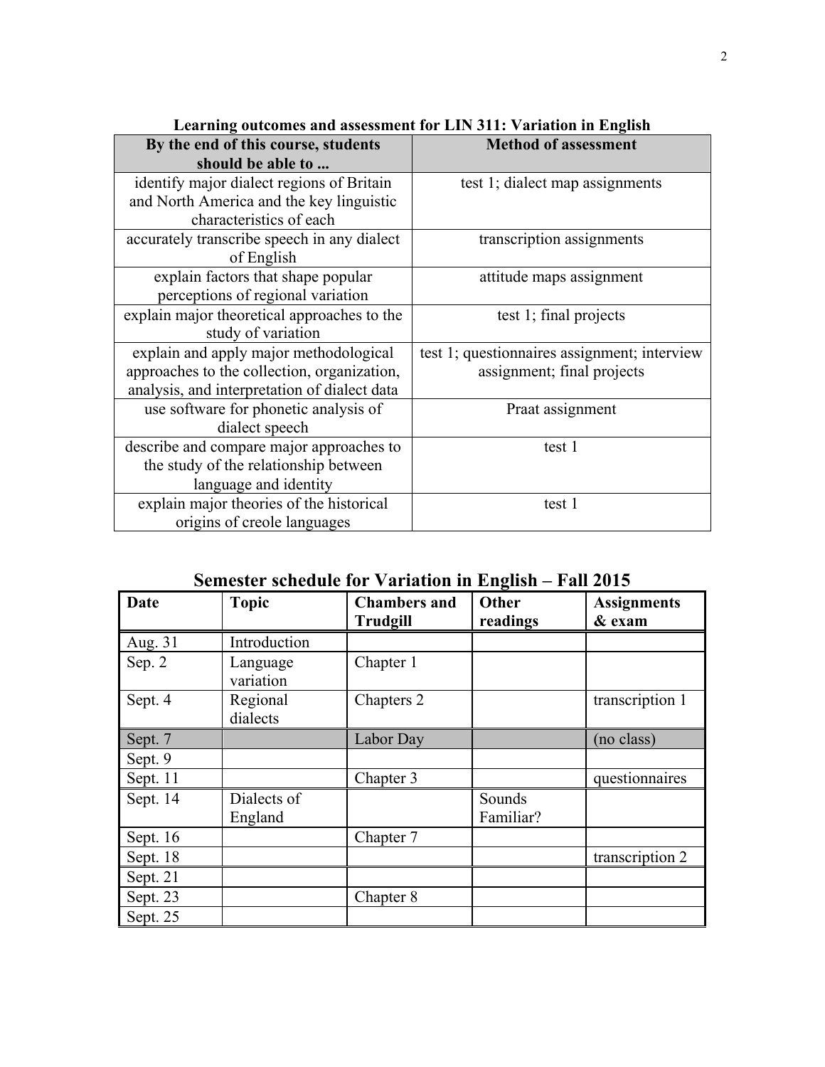**Learning outcomes and assessment for LIN 311: Variation in English**

| By the end of this course, students should be able to ... | Method of assessment |
|---|---|
| identify major dialect regions of Britain and North America and the key linguistic characteristics of each | test 1; dialect map assignments |
| accurately transcribe speech in any dialect of English | transcription assignments |
| explain factors that shape popular perceptions of regional variation | attitude maps assignment |
| explain major theoretical approaches to the study of variation | test 1; final projects |
| explain and apply major methodological approaches to the collection, organization, analysis, and interpretation of dialect data | test 1; questionnaires assignment; interview assignment; final projects |
| use software for phonetic analysis of dialect speech | Praat assignment |
| describe and compare major approaches to the study of the relationship between language and identity | test 1 |
| explain major theories of the historical origins of creole languages | test 1 |

## Semester schedule for Variation in English – Fall 2015

| Date | Topic | Chambers and Trudgill | Other readings | Assignments & exam |
|---|---|---|---|---|
| Aug. 31 | Introduction | | | |
| Sep. 2 | Language variation | Chapter 1 | | |
| Sept. 4 | Regional dialects | Chapters 2 | | transcription 1 |
| Sept. 7 | | Labor Day | | (no class) |
| Sept. 9 | | | | |
| Sept. 11 | | Chapter 3 | | questionnaires |
| Sept. 14 | Dialects of England | | Sounds Familiar? | |
| Sept. 16 | | Chapter 7 | | |
| Sept. 18 | | | | transcription 2 |
| Sept. 21 | | | | |
| Sept. 23 | | Chapter 8 | | |
| Sept. 25 | | | | |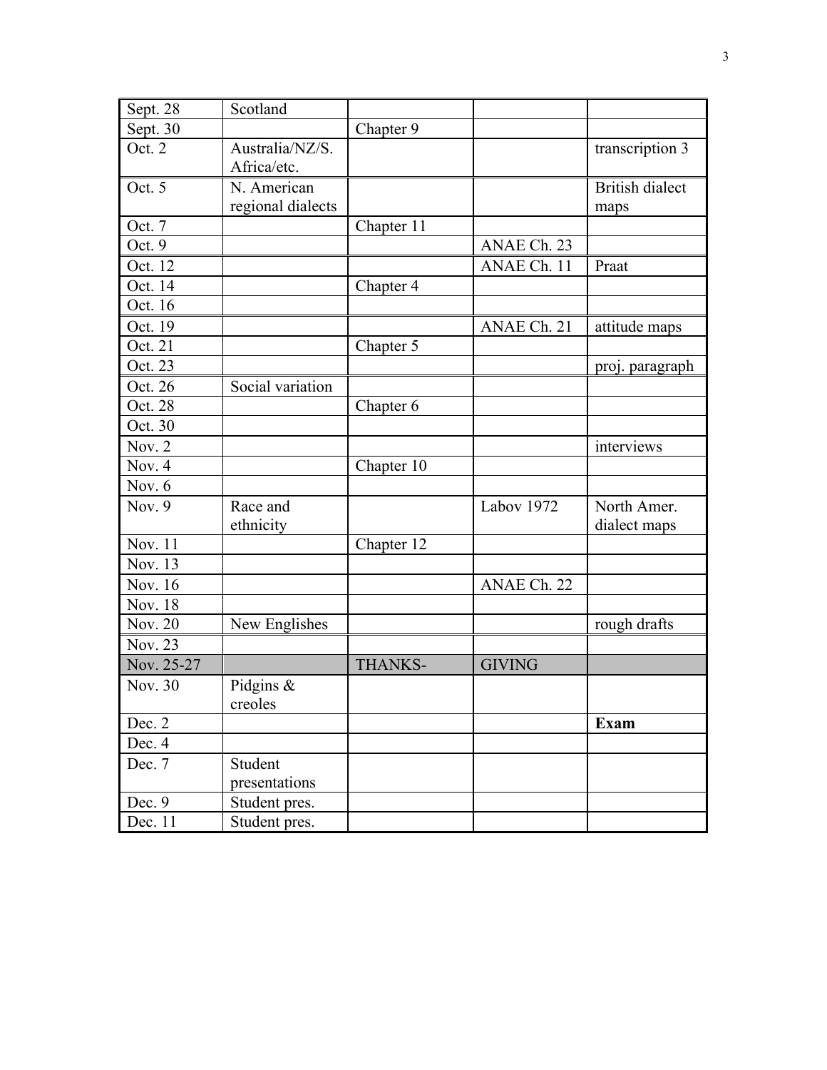| | | | | |
|---|---|---|---|---|
| Sept. 28 | Scotland | | | |
| Sept. 30 | | Chapter 9 | | |
| Oct. 2 | Australia/NZ/S. Africa/etc. | | | transcription 3 |
| Oct. 5 | N. American regional dialects | | | British dialect maps |
| Oct. 7 | | Chapter 11 | | |
| Oct. 9 | | | ANAE Ch. 23 | |
| Oct. 12 | | | ANAE Ch. 11 | Praat |
| Oct. 14 | | Chapter 4 | | |
| Oct. 16 | | | | |
| Oct. 19 | | | ANAE Ch. 21 | attitude maps |
| Oct. 21 | | Chapter 5 | | |
| Oct. 23 | | | | proj. paragraph |
| Oct. 26 | Social variation | | | |
| Oct. 28 | | Chapter 6 | | |
| Oct. 30 | | | | |
| Nov. 2 | | | | interviews |
| Nov. 4 | | Chapter 10 | | |
| Nov. 6 | | | | |
| Nov. 9 | Race and ethnicity | | Labov 1972 | North Amer. dialect maps |
| Nov. 11 | | Chapter 12 | | |
| Nov. 13 | | | | |
| Nov. 16 | | | ANAE Ch. 22 | |
| Nov. 18 | | | | |
| Nov. 20 | New Englishes | | | rough drafts |
| Nov. 23 | | | | |
| Nov. 25-27 | | THANKS- | GIVING | |
| Nov. 30 | Pidgins & creoles | | | |
| Dec. 2 | | | | **Exam** |
| Dec. 4 | | | | |
| Dec. 7 | Student presentations | | | |
| Dec. 9 | Student pres. | | | |
| Dec. 11 | Student pres. | | | |